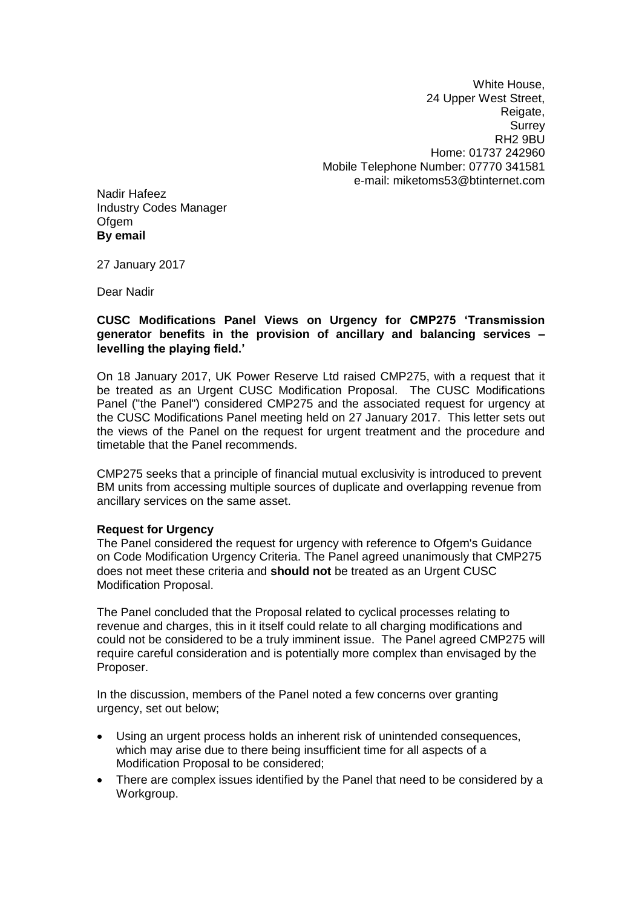White House,
24 Upper West Street,
Reigate,
Surrey
RH2 9BU
Home: 01737 242960
Mobile Telephone Number: 07770 341581
e-mail: miketoms53@btinternet.com

Nadir Hafeez
Industry Codes Manager
Ofgem
**By email**

27 January 2017

Dear Nadir

**CUSC Modifications Panel Views on Urgency for CMP275 'Transmission generator benefits in the provision of ancillary and balancing services – levelling the playing field.'**

On 18 January 2017, UK Power Reserve Ltd raised CMP275, with a request that it be treated as an Urgent CUSC Modification Proposal. The CUSC Modifications Panel ("the Panel") considered CMP275 and the associated request for urgency at the CUSC Modifications Panel meeting held on 27 January 2017. This letter sets out the views of the Panel on the request for urgent treatment and the procedure and timetable that the Panel recommends.

CMP275 seeks that a principle of financial mutual exclusivity is introduced to prevent BM units from accessing multiple sources of duplicate and overlapping revenue from ancillary services on the same asset.

**Request for Urgency**

The Panel considered the request for urgency with reference to Ofgem's Guidance on Code Modification Urgency Criteria. The Panel agreed unanimously that CMP275 does not meet these criteria and **should not** be treated as an Urgent CUSC Modification Proposal.

The Panel concluded that the Proposal related to cyclical processes relating to revenue and charges, this in it itself could relate to all charging modifications and could not be considered to be a truly imminent issue. The Panel agreed CMP275 will require careful consideration and is potentially more complex than envisaged by the Proposer.

In the discussion, members of the Panel noted a few concerns over granting urgency, set out below;

- Using an urgent process holds an inherent risk of unintended consequences, which may arise due to there being insufficient time for all aspects of a Modification Proposal to be considered;
- There are complex issues identified by the Panel that need to be considered by a Workgroup.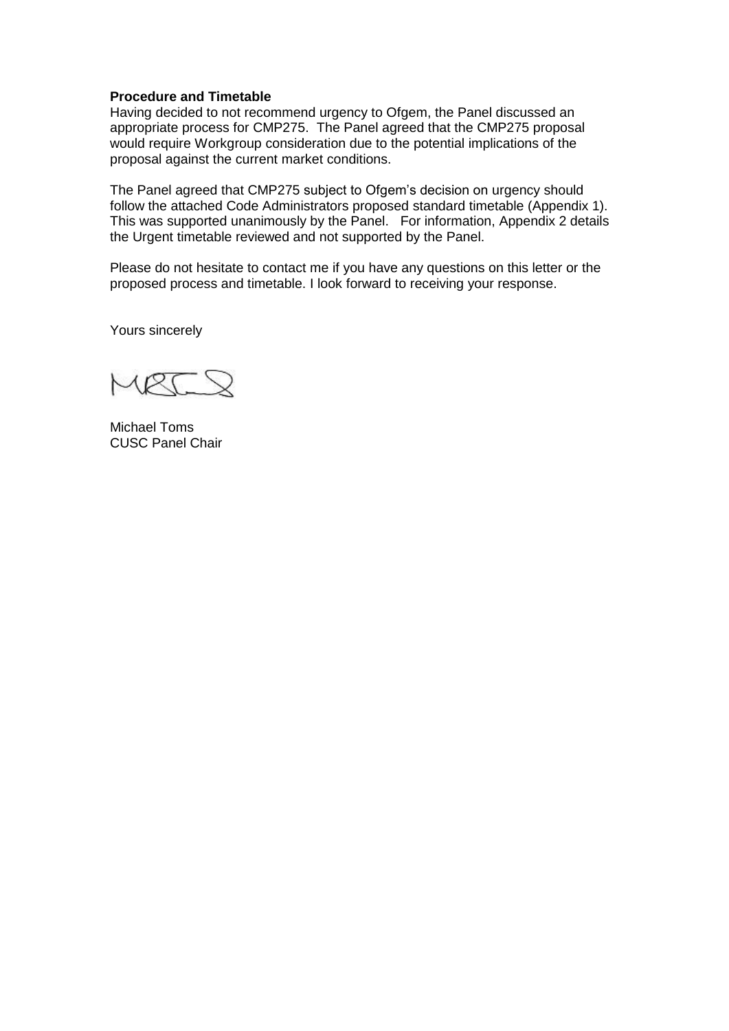**Procedure and Timetable**

Having decided to not recommend urgency to Ofgem, the Panel discussed an appropriate process for CMP275. The Panel agreed that the CMP275 proposal would require Workgroup consideration due to the potential implications of the proposal against the current market conditions.

The Panel agreed that CMP275 subject to Ofgem's decision on urgency should follow the attached Code Administrators proposed standard timetable (Appendix 1). This was supported unanimously by the Panel. For information, Appendix 2 details the Urgent timetable reviewed and not supported by the Panel.

Please do not hesitate to contact me if you have any questions on this letter or the proposed process and timetable. I look forward to receiving your response.

Yours sincerely

Michael Toms
CUSC Panel Chair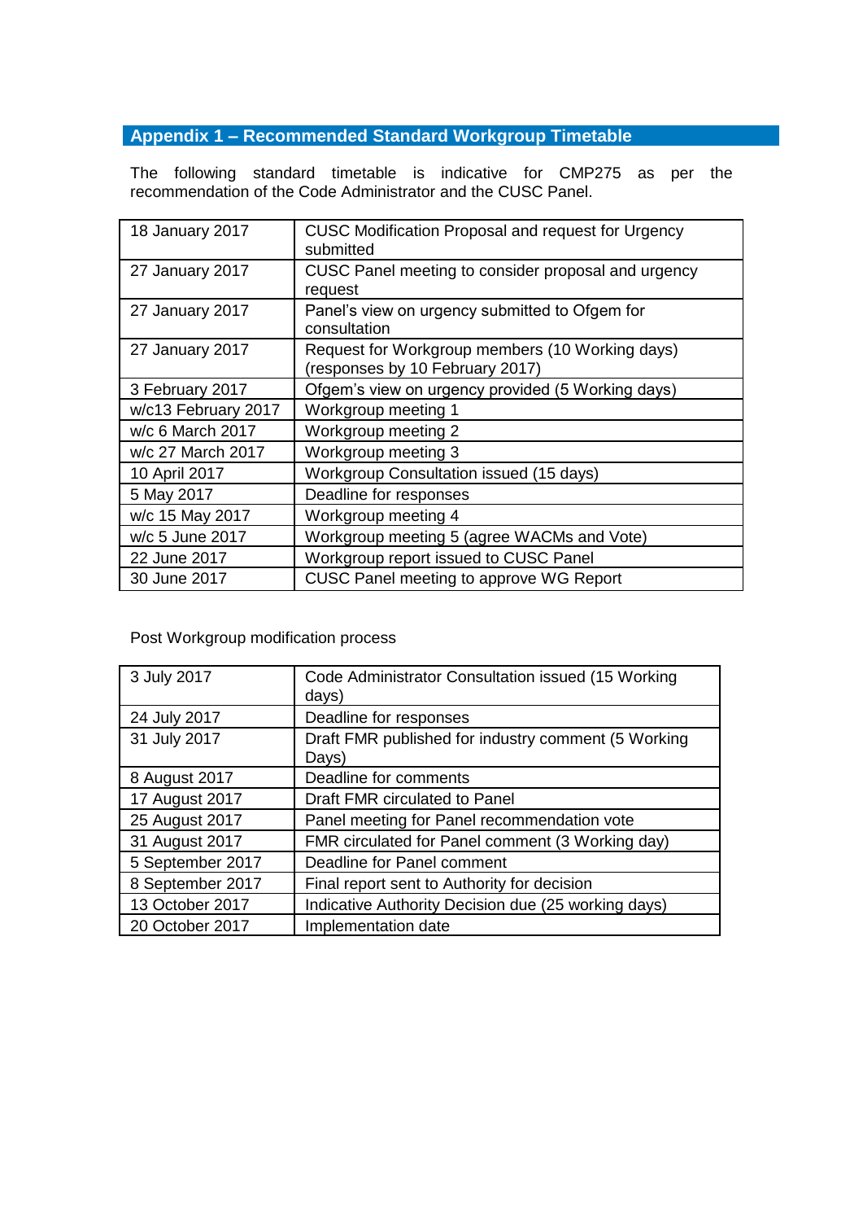## Appendix 1 – Recommended Standard Workgroup Timetable

The following standard timetable is indicative for CMP275 as per the recommendation of the Code Administrator and the CUSC Panel.

| Date | Activity |
|---|---|
| 18 January 2017 | CUSC Modification Proposal and request for Urgency submitted |
| 27 January 2017 | CUSC Panel meeting to consider proposal and urgency request |
| 27 January 2017 | Panel's view on urgency submitted to Ofgem for consultation |
| 27 January 2017 | Request for Workgroup members (10 Working days) (responses by 10 February 2017) |
| 3 February 2017 | Ofgem's view on urgency provided (5 Working days) |
| w/c13 February 2017 | Workgroup meeting 1 |
| w/c 6 March 2017 | Workgroup meeting 2 |
| w/c 27 March 2017 | Workgroup meeting 3 |
| 10 April 2017 | Workgroup Consultation issued (15 days) |
| 5 May 2017 | Deadline for responses |
| w/c 15 May 2017 | Workgroup meeting 4 |
| w/c 5 June 2017 | Workgroup meeting 5 (agree WACMs and Vote) |
| 22 June 2017 | Workgroup report issued to CUSC Panel |
| 30 June 2017 | CUSC Panel meeting to approve WG Report |

Post Workgroup modification process

| Date | Activity |
|---|---|
| 3 July 2017 | Code Administrator Consultation issued (15 Working days) |
| 24 July 2017 | Deadline for responses |
| 31 July 2017 | Draft FMR published for industry comment (5 Working Days) |
| 8 August 2017 | Deadline for comments |
| 17 August 2017 | Draft FMR circulated to Panel |
| 25 August 2017 | Panel meeting for Panel recommendation vote |
| 31 August 2017 | FMR circulated for Panel comment (3 Working day) |
| 5 September 2017 | Deadline for Panel comment |
| 8 September 2017 | Final report sent to Authority for decision |
| 13 October 2017 | Indicative Authority Decision due (25 working days) |
| 20 October 2017 | Implementation date |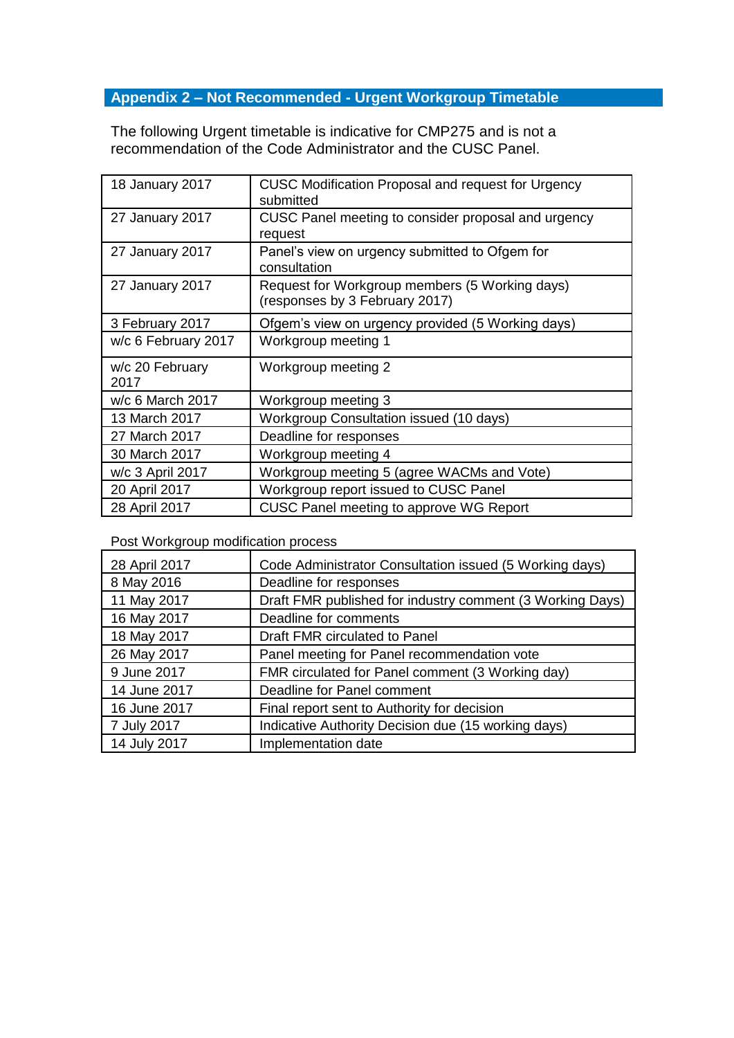## Appendix 2 – Not Recommended - Urgent Workgroup Timetable

The following Urgent timetable is indicative for CMP275 and is not a recommendation of the Code Administrator and the CUSC Panel.

| | |
|---|---|
| 18 January 2017 | CUSC Modification Proposal and request for Urgency submitted |
| 27 January 2017 | CUSC Panel meeting to consider proposal and urgency request |
| 27 January 2017 | Panel's view on urgency submitted to Ofgem for consultation |
| 27 January 2017 | Request for Workgroup members (5 Working days) (responses by 3 February 2017) |
| 3 February 2017 | Ofgem's view on urgency provided (5 Working days) |
| w/c 6 February 2017 | Workgroup meeting 1 |
| w/c 20 February 2017 | Workgroup meeting 2 |
| w/c 6 March 2017 | Workgroup meeting 3 |
| 13 March 2017 | Workgroup Consultation issued (10 days) |
| 27 March 2017 | Deadline for responses |
| 30 March 2017 | Workgroup meeting 4 |
| w/c 3 April 2017 | Workgroup meeting 5 (agree WACMs and Vote) |
| 20 April 2017 | Workgroup report issued to CUSC Panel |
| 28 April 2017 | CUSC Panel meeting to approve WG Report |

Post Workgroup modification process

| | |
|---|---|
| 28 April 2017 | Code Administrator Consultation issued (5 Working days) |
| 8 May 2016 | Deadline for responses |
| 11 May 2017 | Draft FMR published for industry comment (3 Working Days) |
| 16 May 2017 | Deadline for comments |
| 18 May 2017 | Draft FMR circulated to Panel |
| 26 May 2017 | Panel meeting for Panel recommendation vote |
| 9 June 2017 | FMR circulated for Panel comment (3 Working day) |
| 14 June 2017 | Deadline for Panel comment |
| 16 June 2017 | Final report sent to Authority for decision |
| 7 July 2017 | Indicative Authority Decision due (15 working days) |
| 14 July 2017 | Implementation date |